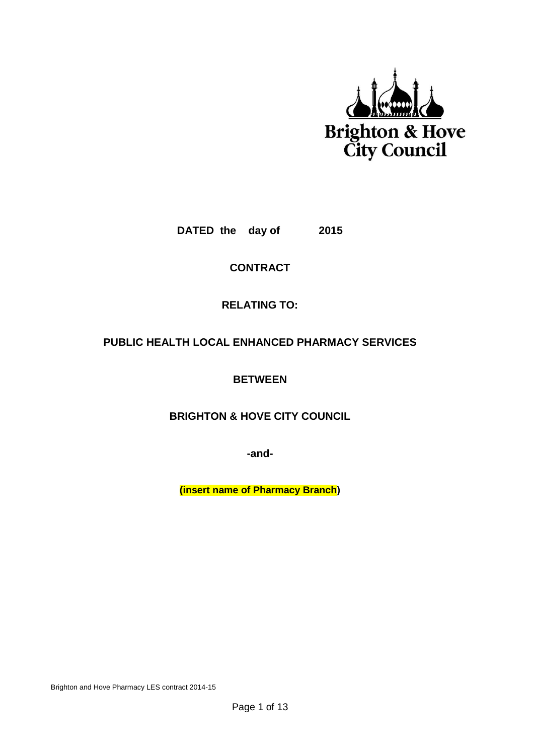Brighton & Hove City Council

**DATED the day of 2015**

**CONTRACT**

**RELATING TO:**

**PUBLIC HEALTH LOCAL ENHANCED PHARMACY SERVICES**

**BETWEEN**

**BRIGHTON & HOVE CITY COUNCIL**

**-and-**

**(insert name of Pharmacy Branch)**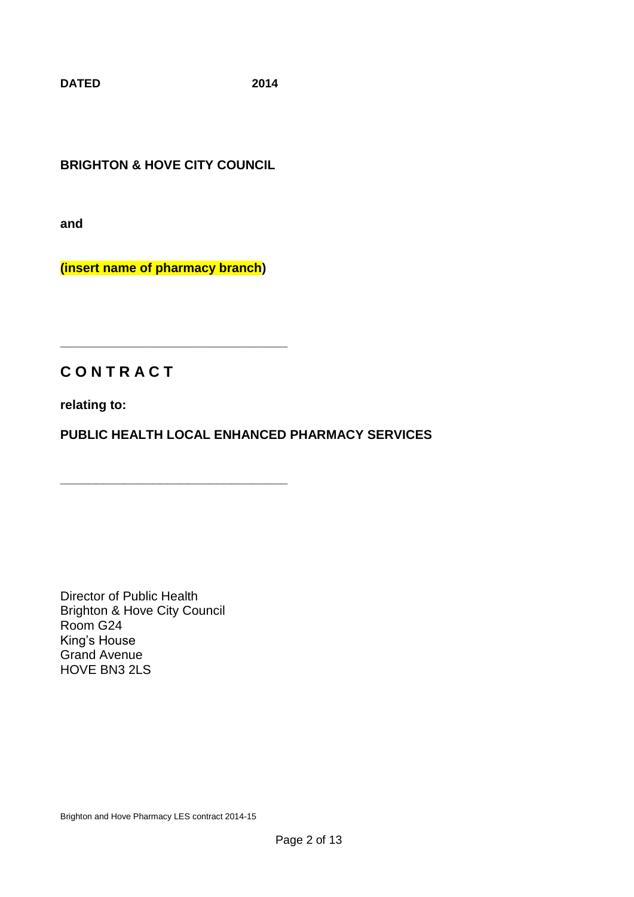**DATED 2014**

**BRIGHTON & HOVE CITY COUNCIL**

**and**

**(insert name of pharmacy branch)**

---

## C O N T R A C T

**relating to:**

**PUBLIC HEALTH LOCAL ENHANCED PHARMACY SERVICES**

---

Director of Public Health
Brighton & Hove City Council
Room G24
King's House
Grand Avenue
HOVE BN3 2LS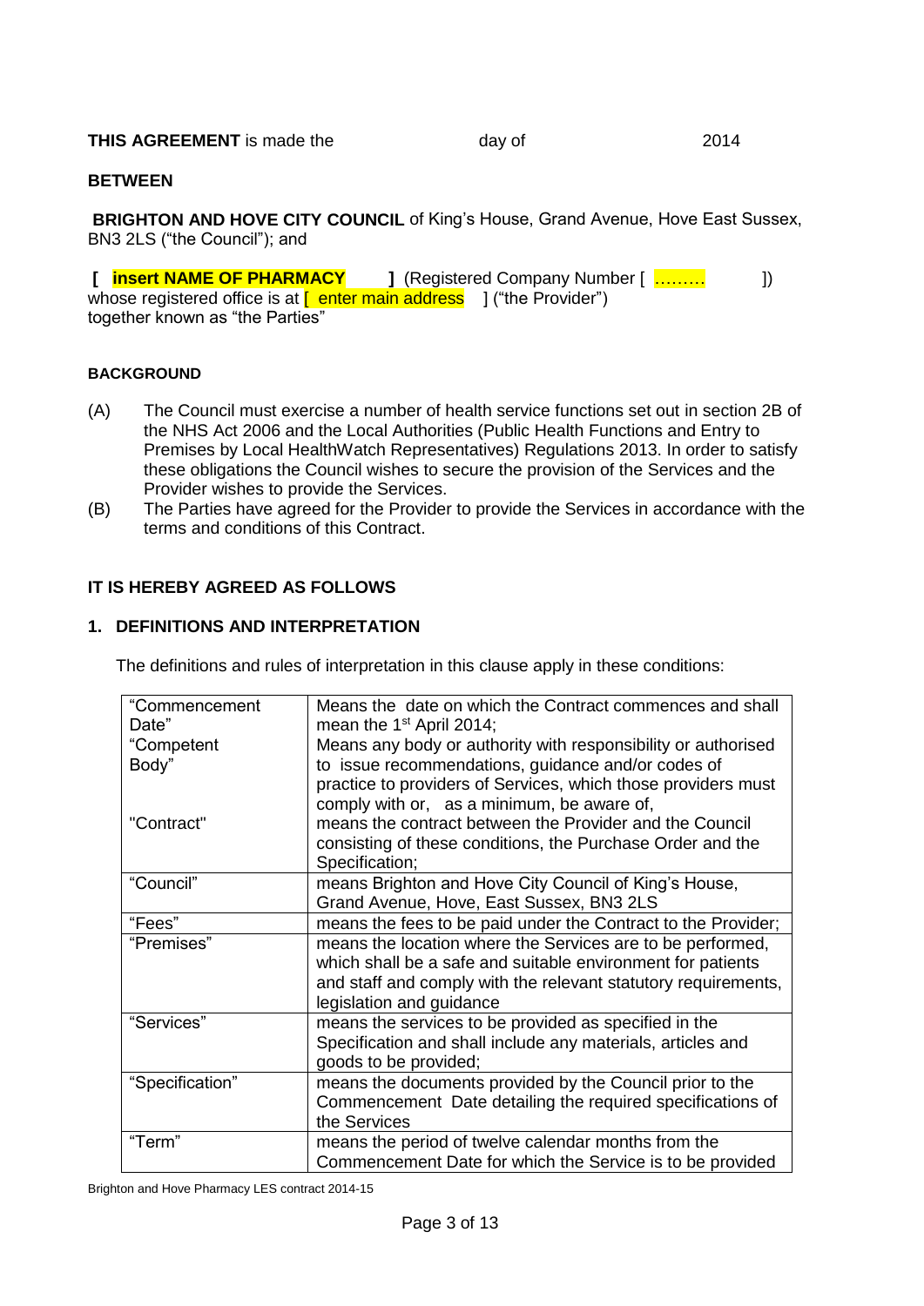**THIS AGREEMENT** is made the day of 2014

**BETWEEN**

**BRIGHTON AND HOVE CITY COUNCIL** of King's House, Grand Avenue, Hove East Sussex, BN3 2LS ("the Council"); and

**[ insert NAME OF PHARMACY ]** (Registered Company Number [ ……… ]) whose registered office is at [ enter main address ] ("the Provider") together known as "the Parties"

#### BACKGROUND

(A) The Council must exercise a number of health service functions set out in section 2B of the NHS Act 2006 and the Local Authorities (Public Health Functions and Entry to Premises by Local HealthWatch Representatives) Regulations 2013. In order to satisfy these obligations the Council wishes to secure the provision of the Services and the Provider wishes to provide the Services.

(B) The Parties have agreed for the Provider to provide the Services in accordance with the terms and conditions of this Contract.

### IT IS HEREBY AGREED AS FOLLOWS

### 1. DEFINITIONS AND INTERPRETATION

The definitions and rules of interpretation in this clause apply in these conditions:

| | |
|---|---|
| "Commencement Date" | Means the date on which the Contract commences and shall mean the 1st April 2014; |
| "Competent Body" | Means any body or authority with responsibility or authorised to issue recommendations, guidance and/or codes of practice to providers of Services, which those providers must comply with or, as a minimum, be aware of, |
| "Contract" | means the contract between the Provider and the Council consisting of these conditions, the Purchase Order and the Specification; |
| "Council" | means Brighton and Hove City Council of King's House, Grand Avenue, Hove, East Sussex, BN3 2LS |
| "Fees" | means the fees to be paid under the Contract to the Provider; |
| "Premises" | means the location where the Services are to be performed, which shall be a safe and suitable environment for patients and staff and comply with the relevant statutory requirements, legislation and guidance |
| "Services" | means the services to be provided as specified in the Specification and shall include any materials, articles and goods to be provided; |
| "Specification" | means the documents provided by the Council prior to the Commencement Date detailing the required specifications of the Services |
| "Term" | means the period of twelve calendar months from the Commencement Date for which the Service is to be provided |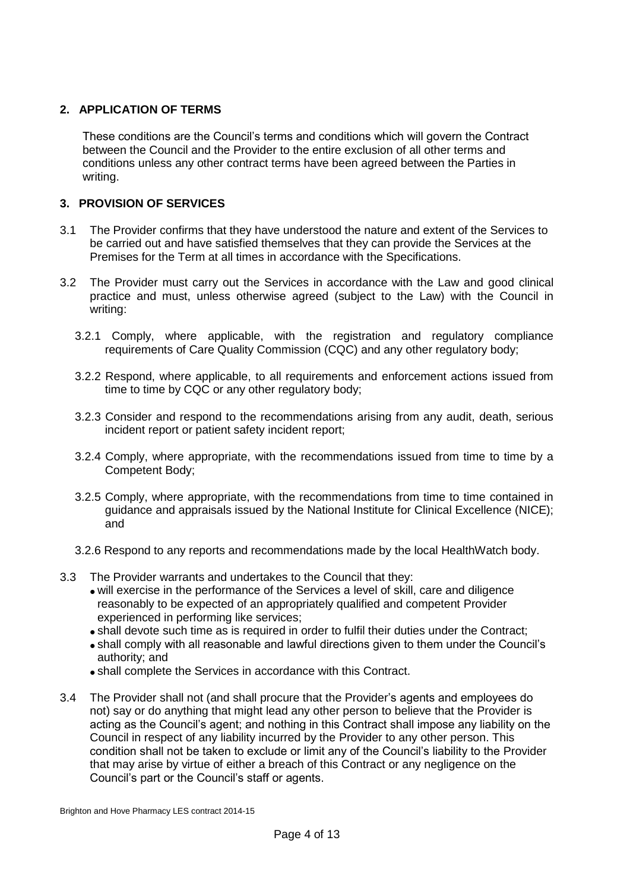## 2. APPLICATION OF TERMS

These conditions are the Council's terms and conditions which will govern the Contract between the Council and the Provider to the entire exclusion of all other terms and conditions unless any other contract terms have been agreed between the Parties in writing.

## 3. PROVISION OF SERVICES

3.1 The Provider confirms that they have understood the nature and extent of the Services to be carried out and have satisfied themselves that they can provide the Services at the Premises for the Term at all times in accordance with the Specifications.

3.2 The Provider must carry out the Services in accordance with the Law and good clinical practice and must, unless otherwise agreed (subject to the Law) with the Council in writing:

3.2.1 Comply, where applicable, with the registration and regulatory compliance requirements of Care Quality Commission (CQC) and any other regulatory body;

3.2.2 Respond, where applicable, to all requirements and enforcement actions issued from time to time by CQC or any other regulatory body;

3.2.3 Consider and respond to the recommendations arising from any audit, death, serious incident report or patient safety incident report;

3.2.4 Comply, where appropriate, with the recommendations issued from time to time by a Competent Body;

3.2.5 Comply, where appropriate, with the recommendations from time to time contained in guidance and appraisals issued by the National Institute for Clinical Excellence (NICE); and

3.2.6 Respond to any reports and recommendations made by the local HealthWatch body.

3.3 The Provider warrants and undertakes to the Council that they:

- will exercise in the performance of the Services a level of skill, care and diligence reasonably to be expected of an appropriately qualified and competent Provider experienced in performing like services;
- shall devote such time as is required in order to fulfil their duties under the Contract;
- shall comply with all reasonable and lawful directions given to them under the Council's authority; and
- shall complete the Services in accordance with this Contract.

3.4 The Provider shall not (and shall procure that the Provider's agents and employees do not) say or do anything that might lead any other person to believe that the Provider is acting as the Council's agent; and nothing in this Contract shall impose any liability on the Council in respect of any liability incurred by the Provider to any other person. This condition shall not be taken to exclude or limit any of the Council's liability to the Provider that may arise by virtue of either a breach of this Contract or any negligence on the Council's part or the Council's staff or agents.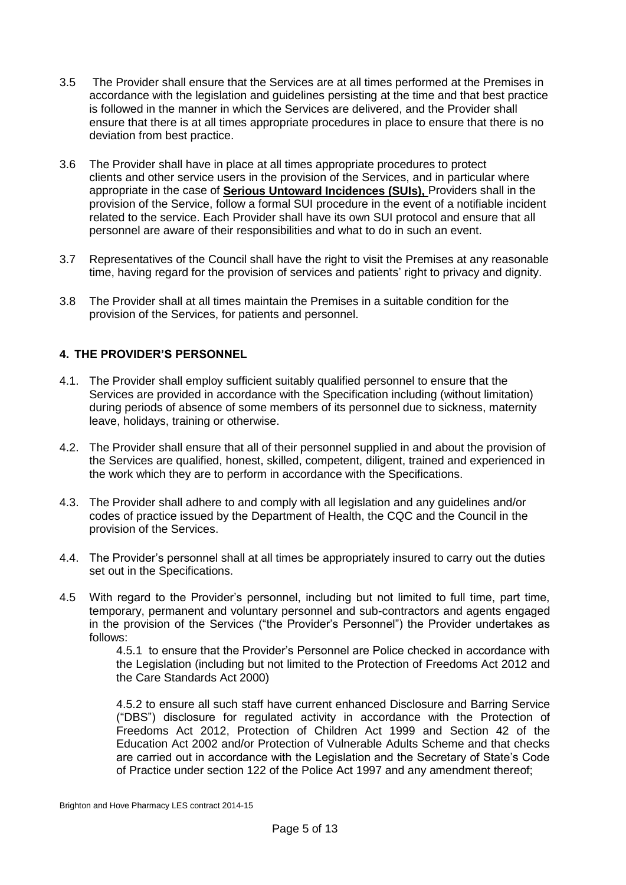3.5 The Provider shall ensure that the Services are at all times performed at the Premises in accordance with the legislation and guidelines persisting at the time and that best practice is followed in the manner in which the Services are delivered, and the Provider shall ensure that there is at all times appropriate procedures in place to ensure that there is no deviation from best practice.

3.6 The Provider shall have in place at all times appropriate procedures to protect clients and other service users in the provision of the Services, and in particular where appropriate in the case of **Serious Untoward Incidences (SUIs),** Providers shall in the provision of the Service, follow a formal SUI procedure in the event of a notifiable incident related to the service. Each Provider shall have its own SUI protocol and ensure that all personnel are aware of their responsibilities and what to do in such an event.

3.7 Representatives of the Council shall have the right to visit the Premises at any reasonable time, having regard for the provision of services and patients' right to privacy and dignity.

3.8 The Provider shall at all times maintain the Premises in a suitable condition for the provision of the Services, for patients and personnel.

## 4. THE PROVIDER'S PERSONNEL

4.1. The Provider shall employ sufficient suitably qualified personnel to ensure that the Services are provided in accordance with the Specification including (without limitation) during periods of absence of some members of its personnel due to sickness, maternity leave, holidays, training or otherwise.

4.2. The Provider shall ensure that all of their personnel supplied in and about the provision of the Services are qualified, honest, skilled, competent, diligent, trained and experienced in the work which they are to perform in accordance with the Specifications.

4.3. The Provider shall adhere to and comply with all legislation and any guidelines and/or codes of practice issued by the Department of Health, the CQC and the Council in the provision of the Services.

4.4. The Provider's personnel shall at all times be appropriately insured to carry out the duties set out in the Specifications.

4.5 With regard to the Provider's personnel, including but not limited to full time, part time, temporary, permanent and voluntary personnel and sub-contractors and agents engaged in the provision of the Services ("the Provider's Personnel") the Provider undertakes as follows:

4.5.1 to ensure that the Provider's Personnel are Police checked in accordance with the Legislation (including but not limited to the Protection of Freedoms Act 2012 and the Care Standards Act 2000)

4.5.2 to ensure all such staff have current enhanced Disclosure and Barring Service ("DBS") disclosure for regulated activity in accordance with the Protection of Freedoms Act 2012, Protection of Children Act 1999 and Section 42 of the Education Act 2002 and/or Protection of Vulnerable Adults Scheme and that checks are carried out in accordance with the Legislation and the Secretary of State's Code of Practice under section 122 of the Police Act 1997 and any amendment thereof;

Brighton and Hove Pharmacy LES contract 2014-15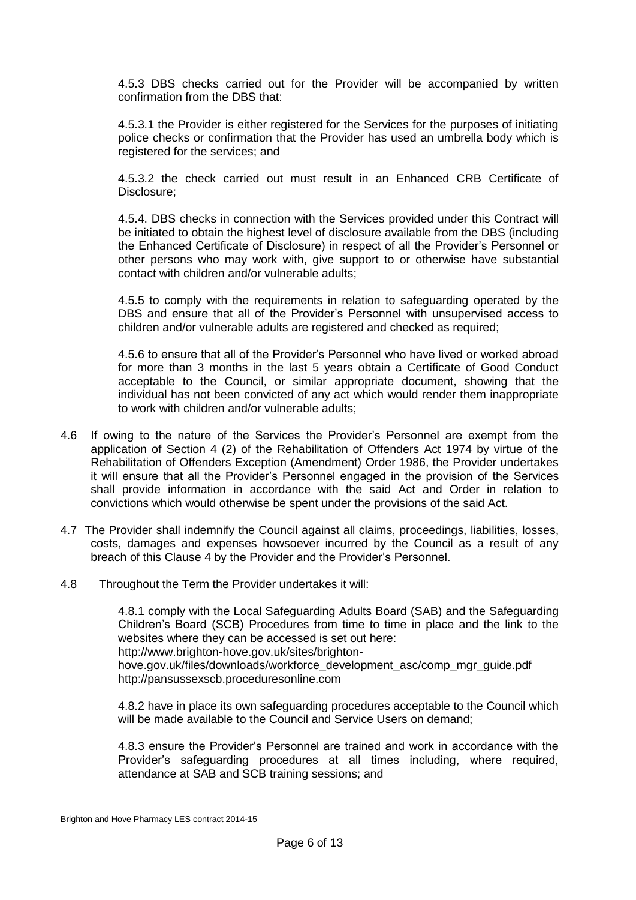4.5.3 DBS checks carried out for the Provider will be accompanied by written confirmation from the DBS that:

4.5.3.1 the Provider is either registered for the Services for the purposes of initiating police checks or confirmation that the Provider has used an umbrella body which is registered for the services; and

4.5.3.2 the check carried out must result in an Enhanced CRB Certificate of Disclosure;

4.5.4. DBS checks in connection with the Services provided under this Contract will be initiated to obtain the highest level of disclosure available from the DBS (including the Enhanced Certificate of Disclosure) in respect of all the Provider's Personnel or other persons who may work with, give support to or otherwise have substantial contact with children and/or vulnerable adults;

4.5.5 to comply with the requirements in relation to safeguarding operated by the DBS and ensure that all of the Provider's Personnel with unsupervised access to children and/or vulnerable adults are registered and checked as required;

4.5.6 to ensure that all of the Provider's Personnel who have lived or worked abroad for more than 3 months in the last 5 years obtain a Certificate of Good Conduct acceptable to the Council, or similar appropriate document, showing that the individual has not been convicted of any act which would render them inappropriate to work with children and/or vulnerable adults;

4.6 If owing to the nature of the Services the Provider's Personnel are exempt from the application of Section 4 (2) of the Rehabilitation of Offenders Act 1974 by virtue of the Rehabilitation of Offenders Exception (Amendment) Order 1986, the Provider undertakes it will ensure that all the Provider's Personnel engaged in the provision of the Services shall provide information in accordance with the said Act and Order in relation to convictions which would otherwise be spent under the provisions of the said Act.

4.7 The Provider shall indemnify the Council against all claims, proceedings, liabilities, losses, costs, damages and expenses howsoever incurred by the Council as a result of any breach of this Clause 4 by the Provider and the Provider's Personnel.

4.8 Throughout the Term the Provider undertakes it will:

4.8.1 comply with the Local Safeguarding Adults Board (SAB) and the Safeguarding Children's Board (SCB) Procedures from time to time in place and the link to the websites where they can be accessed is set out here:
http://www.brighton-hove.gov.uk/sites/brighton-hove.gov.uk/files/downloads/workforce_development_asc/comp_mgr_guide.pdf
http://pansussexscb.proceduresonline.com

4.8.2 have in place its own safeguarding procedures acceptable to the Council which will be made available to the Council and Service Users on demand;

4.8.3 ensure the Provider's Personnel are trained and work in accordance with the Provider's safeguarding procedures at all times including, where required, attendance at SAB and SCB training sessions; and

Brighton and Hove Pharmacy LES contract 2014-15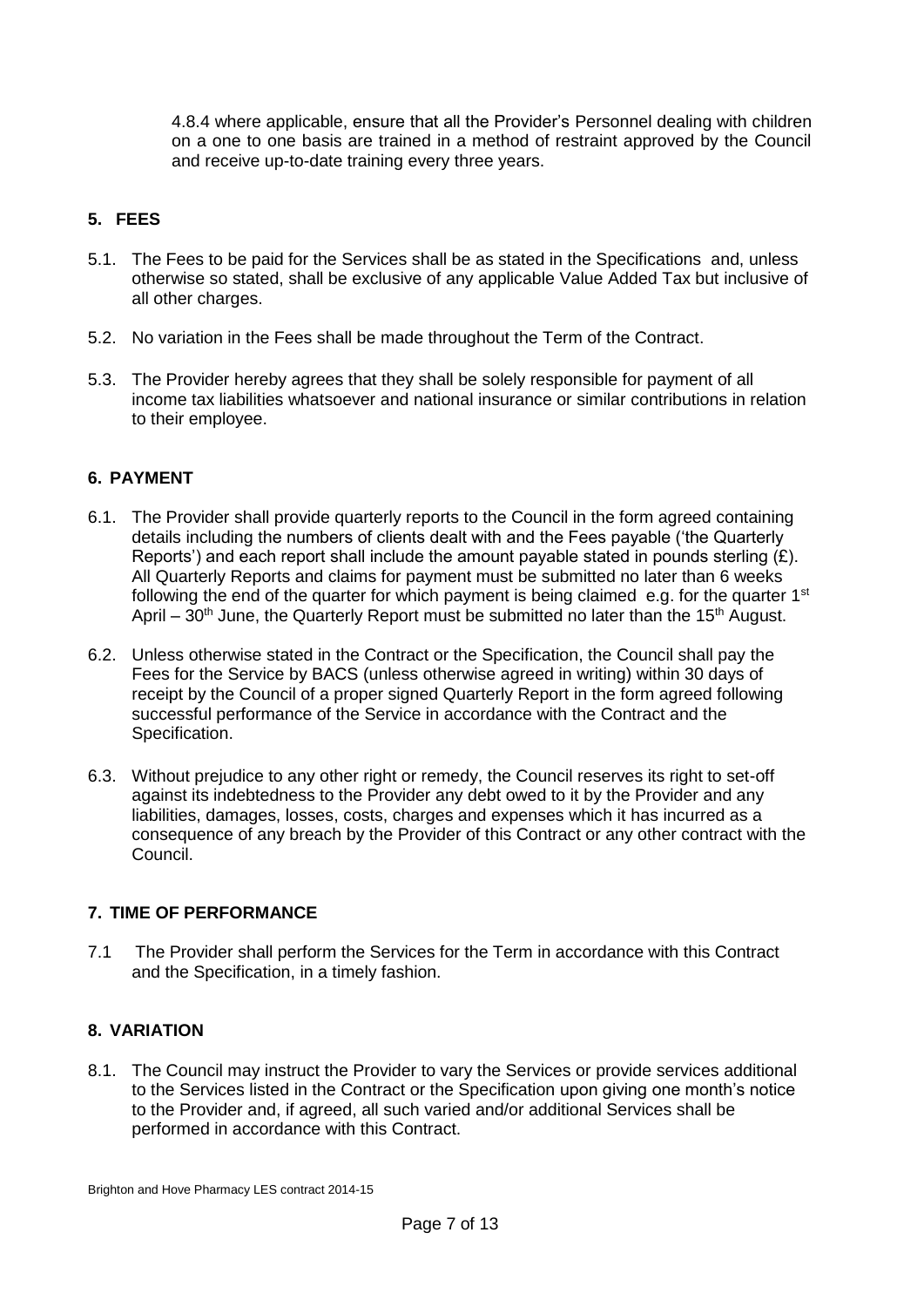4.8.4 where applicable, ensure that all the Provider's Personnel dealing with children on a one to one basis are trained in a method of restraint approved by the Council and receive up-to-date training every three years.

## 5. FEES

5.1. The Fees to be paid for the Services shall be as stated in the Specifications and, unless otherwise so stated, shall be exclusive of any applicable Value Added Tax but inclusive of all other charges.

5.2. No variation in the Fees shall be made throughout the Term of the Contract.

5.3. The Provider hereby agrees that they shall be solely responsible for payment of all income tax liabilities whatsoever and national insurance or similar contributions in relation to their employee.

## 6. PAYMENT

6.1. The Provider shall provide quarterly reports to the Council in the form agreed containing details including the numbers of clients dealt with and the Fees payable ('the Quarterly Reports') and each report shall include the amount payable stated in pounds sterling (£). All Quarterly Reports and claims for payment must be submitted no later than 6 weeks following the end of the quarter for which payment is being claimed e.g. for the quarter 1st April – 30th June, the Quarterly Report must be submitted no later than the 15th August.

6.2. Unless otherwise stated in the Contract or the Specification, the Council shall pay the Fees for the Service by BACS (unless otherwise agreed in writing) within 30 days of receipt by the Council of a proper signed Quarterly Report in the form agreed following successful performance of the Service in accordance with the Contract and the Specification.

6.3. Without prejudice to any other right or remedy, the Council reserves its right to set-off against its indebtedness to the Provider any debt owed to it by the Provider and any liabilities, damages, losses, costs, charges and expenses which it has incurred as a consequence of any breach by the Provider of this Contract or any other contract with the Council.

## 7. TIME OF PERFORMANCE

7.1 The Provider shall perform the Services for the Term in accordance with this Contract and the Specification, in a timely fashion.

## 8. VARIATION

8.1. The Council may instruct the Provider to vary the Services or provide services additional to the Services listed in the Contract or the Specification upon giving one month's notice to the Provider and, if agreed, all such varied and/or additional Services shall be performed in accordance with this Contract.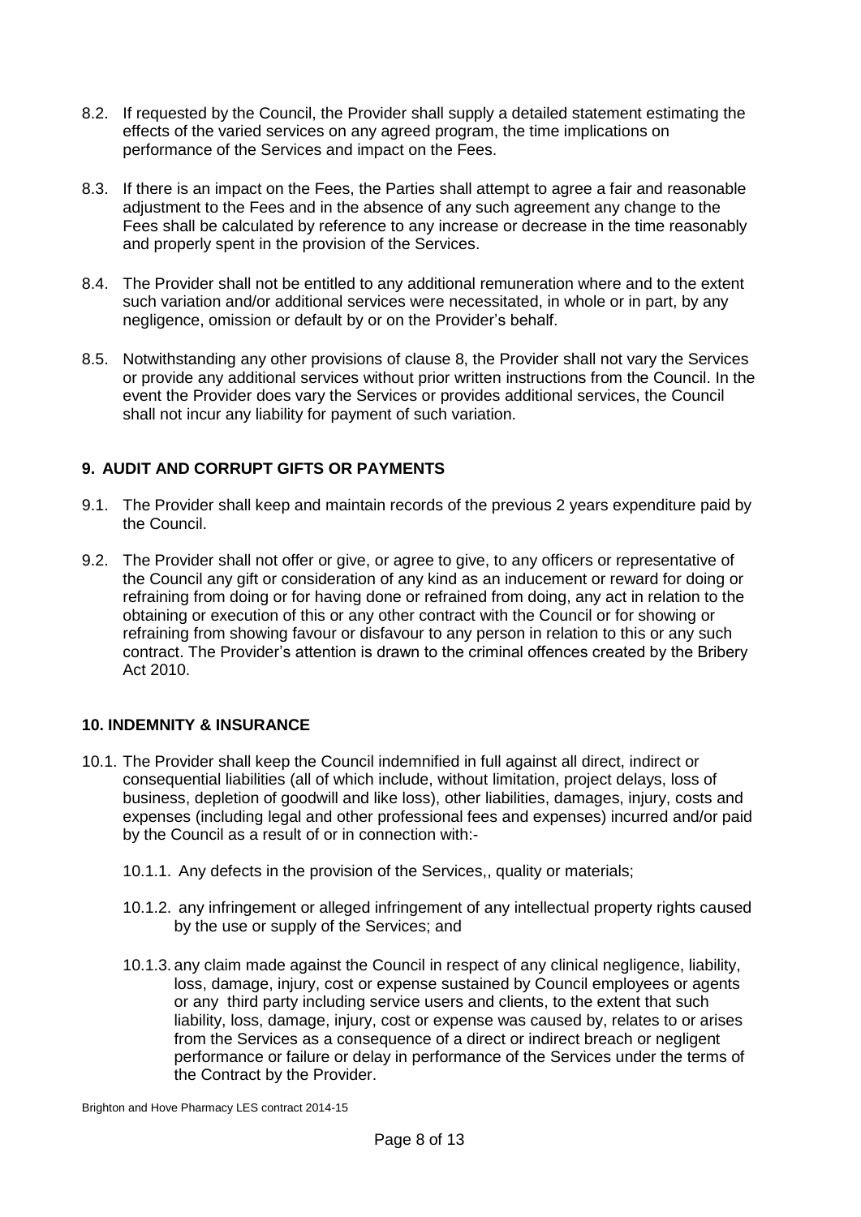8.2. If requested by the Council, the Provider shall supply a detailed statement estimating the effects of the varied services on any agreed program, the time implications on performance of the Services and impact on the Fees.

8.3. If there is an impact on the Fees, the Parties shall attempt to agree a fair and reasonable adjustment to the Fees and in the absence of any such agreement any change to the Fees shall be calculated by reference to any increase or decrease in the time reasonably and properly spent in the provision of the Services.

8.4. The Provider shall not be entitled to any additional remuneration where and to the extent such variation and/or additional services were necessitated, in whole or in part, by any negligence, omission or default by or on the Provider's behalf.

8.5. Notwithstanding any other provisions of clause 8, the Provider shall not vary the Services or provide any additional services without prior written instructions from the Council. In the event the Provider does vary the Services or provides additional services, the Council shall not incur any liability for payment of such variation.

## 9. AUDIT AND CORRUPT GIFTS OR PAYMENTS

9.1. The Provider shall keep and maintain records of the previous 2 years expenditure paid by the Council.

9.2. The Provider shall not offer or give, or agree to give, to any officers or representative of the Council any gift or consideration of any kind as an inducement or reward for doing or refraining from doing or for having done or refrained from doing, any act in relation to the obtaining or execution of this or any other contract with the Council or for showing or refraining from showing favour or disfavour to any person in relation to this or any such contract. The Provider's attention is drawn to the criminal offences created by the Bribery Act 2010.

## 10. INDEMNITY & INSURANCE

10.1. The Provider shall keep the Council indemnified in full against all direct, indirect or consequential liabilities (all of which include, without limitation, project delays, loss of business, depletion of goodwill and like loss), other liabilities, damages, injury, costs and expenses (including legal and other professional fees and expenses) incurred and/or paid by the Council as a result of or in connection with:-

10.1.1. Any defects in the provision of the Services,, quality or materials;

10.1.2. any infringement or alleged infringement of any intellectual property rights caused by the use or supply of the Services; and

10.1.3. any claim made against the Council in respect of any clinical negligence, liability, loss, damage, injury, cost or expense sustained by Council employees or agents or any third party including service users and clients, to the extent that such liability, loss, damage, injury, cost or expense was caused by, relates to or arises from the Services as a consequence of a direct or indirect breach or negligent performance or failure or delay in performance of the Services under the terms of the Contract by the Provider.

Brighton and Hove Pharmacy LES contract 2014-15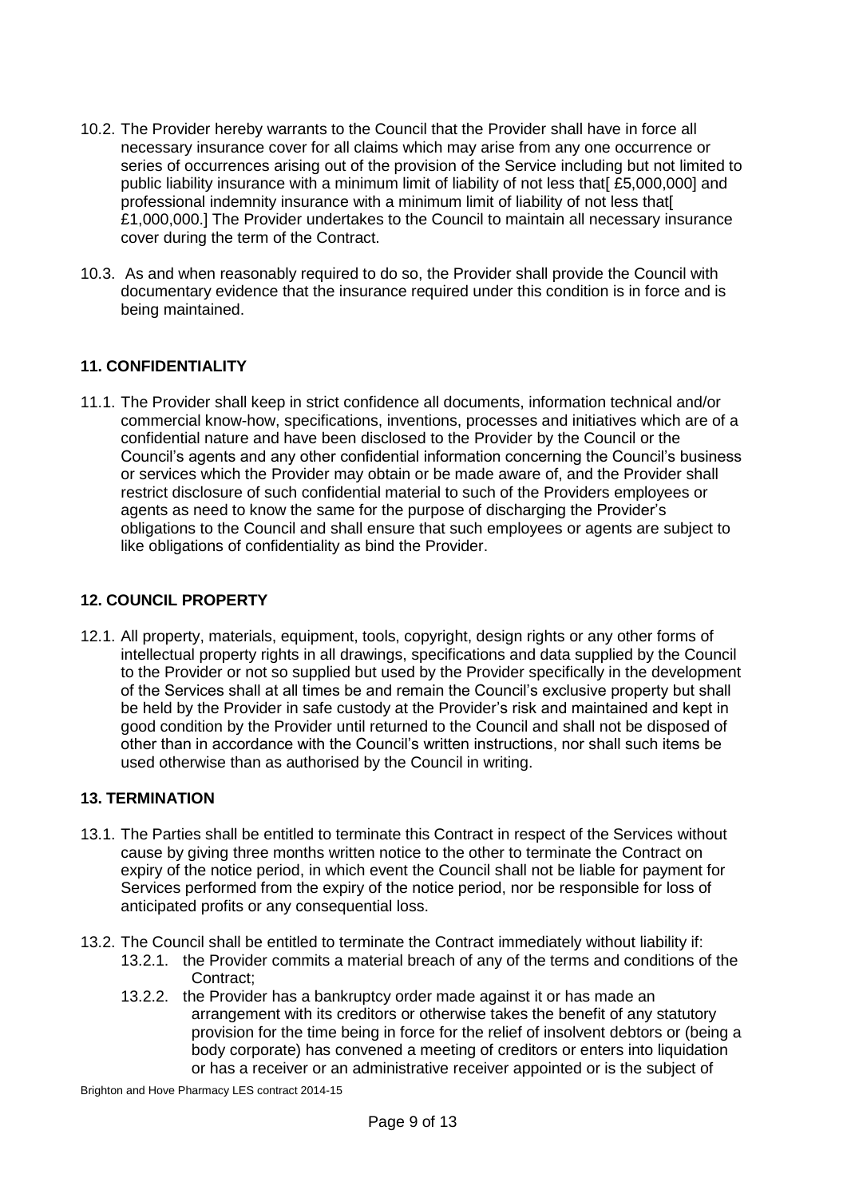10.2. The Provider hereby warrants to the Council that the Provider shall have in force all necessary insurance cover for all claims which may arise from any one occurrence or series of occurrences arising out of the provision of the Service including but not limited to public liability insurance with a minimum limit of liability of not less that[ £5,000,000] and professional indemnity insurance with a minimum limit of liability of not less that[ £1,000,000.] The Provider undertakes to the Council to maintain all necessary insurance cover during the term of the Contract.

10.3. As and when reasonably required to do so, the Provider shall provide the Council with documentary evidence that the insurance required under this condition is in force and is being maintained.

### 11. CONFIDENTIALITY

11.1. The Provider shall keep in strict confidence all documents, information technical and/or commercial know-how, specifications, inventions, processes and initiatives which are of a confidential nature and have been disclosed to the Provider by the Council or the Council's agents and any other confidential information concerning the Council's business or services which the Provider may obtain or be made aware of, and the Provider shall restrict disclosure of such confidential material to such of the Providers employees or agents as need to know the same for the purpose of discharging the Provider's obligations to the Council and shall ensure that such employees or agents are subject to like obligations of confidentiality as bind the Provider.

### 12. COUNCIL PROPERTY

12.1. All property, materials, equipment, tools, copyright, design rights or any other forms of intellectual property rights in all drawings, specifications and data supplied by the Council to the Provider or not so supplied but used by the Provider specifically in the development of the Services shall at all times be and remain the Council's exclusive property but shall be held by the Provider in safe custody at the Provider's risk and maintained and kept in good condition by the Provider until returned to the Council and shall not be disposed of other than in accordance with the Council's written instructions, nor shall such items be used otherwise than as authorised by the Council in writing.

### 13. TERMINATION

13.1. The Parties shall be entitled to terminate this Contract in respect of the Services without cause by giving three months written notice to the other to terminate the Contract on expiry of the notice period, in which event the Council shall not be liable for payment for Services performed from the expiry of the notice period, nor be responsible for loss of anticipated profits or any consequential loss.

13.2. The Council shall be entitled to terminate the Contract immediately without liability if:

13.2.1. the Provider commits a material breach of any of the terms and conditions of the Contract;

13.2.2. the Provider has a bankruptcy order made against it or has made an arrangement with its creditors or otherwise takes the benefit of any statutory provision for the time being in force for the relief of insolvent debtors or (being a body corporate) has convened a meeting of creditors or enters into liquidation or has a receiver or an administrative receiver appointed or is the subject of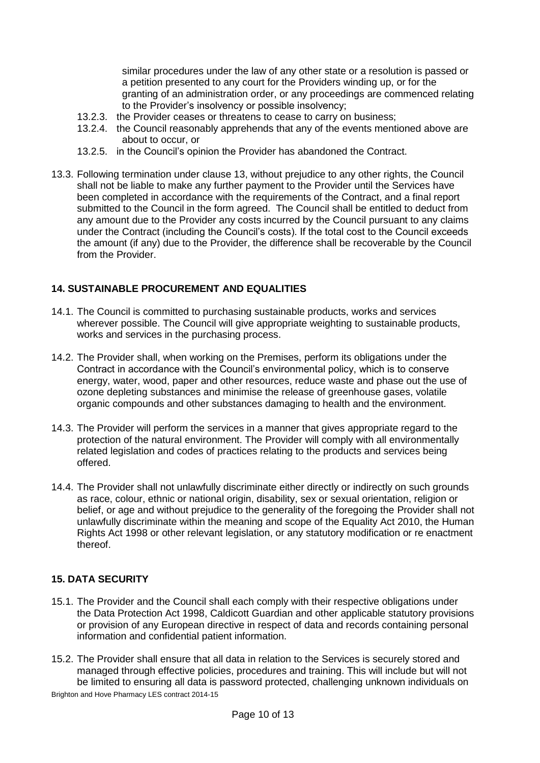similar procedures under the law of any other state or a resolution is passed or a petition presented to any court for the Providers winding up, or for the granting of an administration order, or any proceedings are commenced relating to the Provider's insolvency or possible insolvency;

13.2.3. the Provider ceases or threatens to cease to carry on business;

13.2.4. the Council reasonably apprehends that any of the events mentioned above are about to occur, or

13.2.5. in the Council's opinion the Provider has abandoned the Contract.

13.3. Following termination under clause 13, without prejudice to any other rights, the Council shall not be liable to make any further payment to the Provider until the Services have been completed in accordance with the requirements of the Contract, and a final report submitted to the Council in the form agreed. The Council shall be entitled to deduct from any amount due to the Provider any costs incurred by the Council pursuant to any claims under the Contract (including the Council's costs). If the total cost to the Council exceeds the amount (if any) due to the Provider, the difference shall be recoverable by the Council from the Provider.

## 14. SUSTAINABLE PROCUREMENT AND EQUALITIES

14.1. The Council is committed to purchasing sustainable products, works and services wherever possible. The Council will give appropriate weighting to sustainable products, works and services in the purchasing process.

14.2. The Provider shall, when working on the Premises, perform its obligations under the Contract in accordance with the Council's environmental policy, which is to conserve energy, water, wood, paper and other resources, reduce waste and phase out the use of ozone depleting substances and minimise the release of greenhouse gases, volatile organic compounds and other substances damaging to health and the environment.

14.3. The Provider will perform the services in a manner that gives appropriate regard to the protection of the natural environment. The Provider will comply with all environmentally related legislation and codes of practices relating to the products and services being offered.

14.4. The Provider shall not unlawfully discriminate either directly or indirectly on such grounds as race, colour, ethnic or national origin, disability, sex or sexual orientation, religion or belief, or age and without prejudice to the generality of the foregoing the Provider shall not unlawfully discriminate within the meaning and scope of the Equality Act 2010, the Human Rights Act 1998 or other relevant legislation, or any statutory modification or re enactment thereof.

## 15. DATA SECURITY

15.1. The Provider and the Council shall each comply with their respective obligations under the Data Protection Act 1998, Caldicott Guardian and other applicable statutory provisions or provision of any European directive in respect of data and records containing personal information and confidential patient information.

15.2. The Provider shall ensure that all data in relation to the Services is securely stored and managed through effective policies, procedures and training. This will include but will not be limited to ensuring all data is password protected, challenging unknown individuals on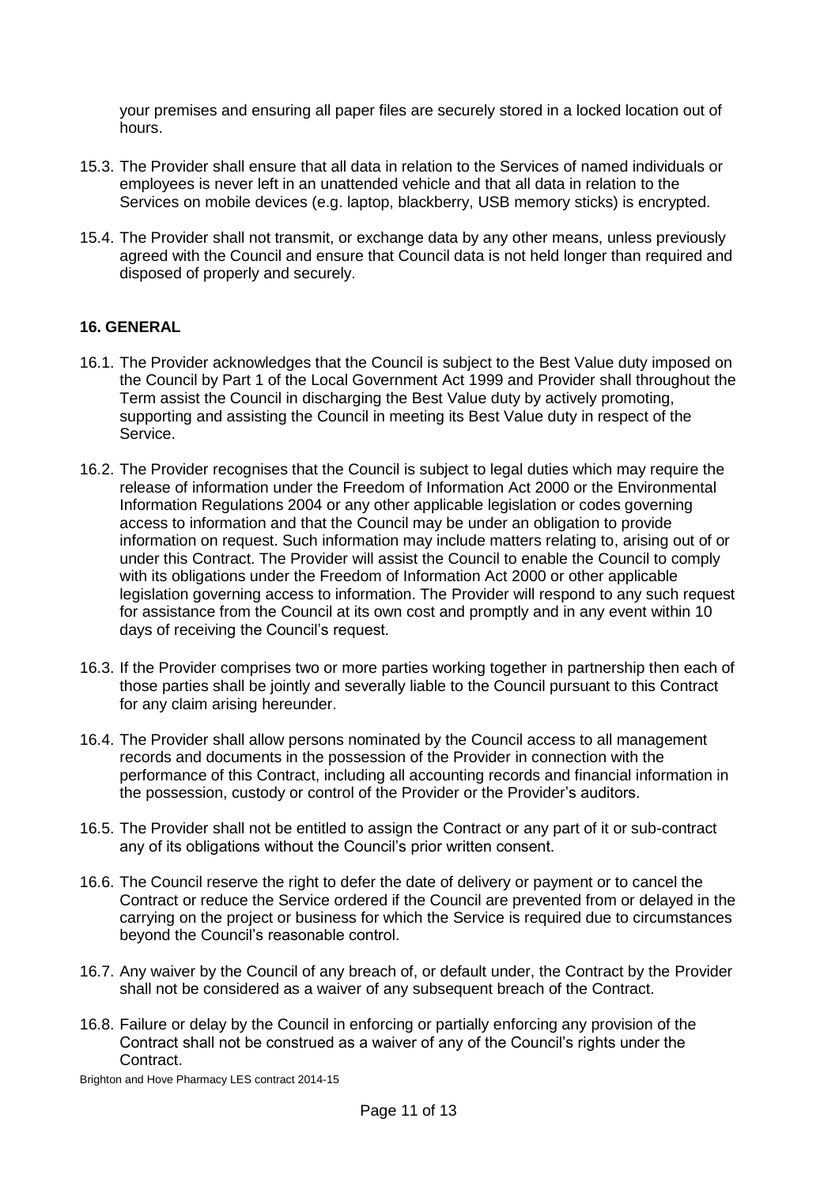your premises and ensuring all paper files are securely stored in a locked location out of hours.

15.3. The Provider shall ensure that all data in relation to the Services of named individuals or employees is never left in an unattended vehicle and that all data in relation to the Services on mobile devices (e.g. laptop, blackberry, USB memory sticks) is encrypted.

15.4. The Provider shall not transmit, or exchange data by any other means, unless previously agreed with the Council and ensure that Council data is not held longer than required and disposed of properly and securely.

## 16. GENERAL

16.1. The Provider acknowledges that the Council is subject to the Best Value duty imposed on the Council by Part 1 of the Local Government Act 1999 and Provider shall throughout the Term assist the Council in discharging the Best Value duty by actively promoting, supporting and assisting the Council in meeting its Best Value duty in respect of the Service.

16.2. The Provider recognises that the Council is subject to legal duties which may require the release of information under the Freedom of Information Act 2000 or the Environmental Information Regulations 2004 or any other applicable legislation or codes governing access to information and that the Council may be under an obligation to provide information on request. Such information may include matters relating to, arising out of or under this Contract. The Provider will assist the Council to enable the Council to comply with its obligations under the Freedom of Information Act 2000 or other applicable legislation governing access to information. The Provider will respond to any such request for assistance from the Council at its own cost and promptly and in any event within 10 days of receiving the Council's request.

16.3. If the Provider comprises two or more parties working together in partnership then each of those parties shall be jointly and severally liable to the Council pursuant to this Contract for any claim arising hereunder.

16.4. The Provider shall allow persons nominated by the Council access to all management records and documents in the possession of the Provider in connection with the performance of this Contract, including all accounting records and financial information in the possession, custody or control of the Provider or the Provider's auditors.

16.5. The Provider shall not be entitled to assign the Contract or any part of it or sub-contract any of its obligations without the Council's prior written consent.

16.6. The Council reserve the right to defer the date of delivery or payment or to cancel the Contract or reduce the Service ordered if the Council are prevented from or delayed in the carrying on the project or business for which the Service is required due to circumstances beyond the Council's reasonable control.

16.7. Any waiver by the Council of any breach of, or default under, the Contract by the Provider shall not be considered as a waiver of any subsequent breach of the Contract.

16.8. Failure or delay by the Council in enforcing or partially enforcing any provision of the Contract shall not be construed as a waiver of any of the Council's rights under the Contract.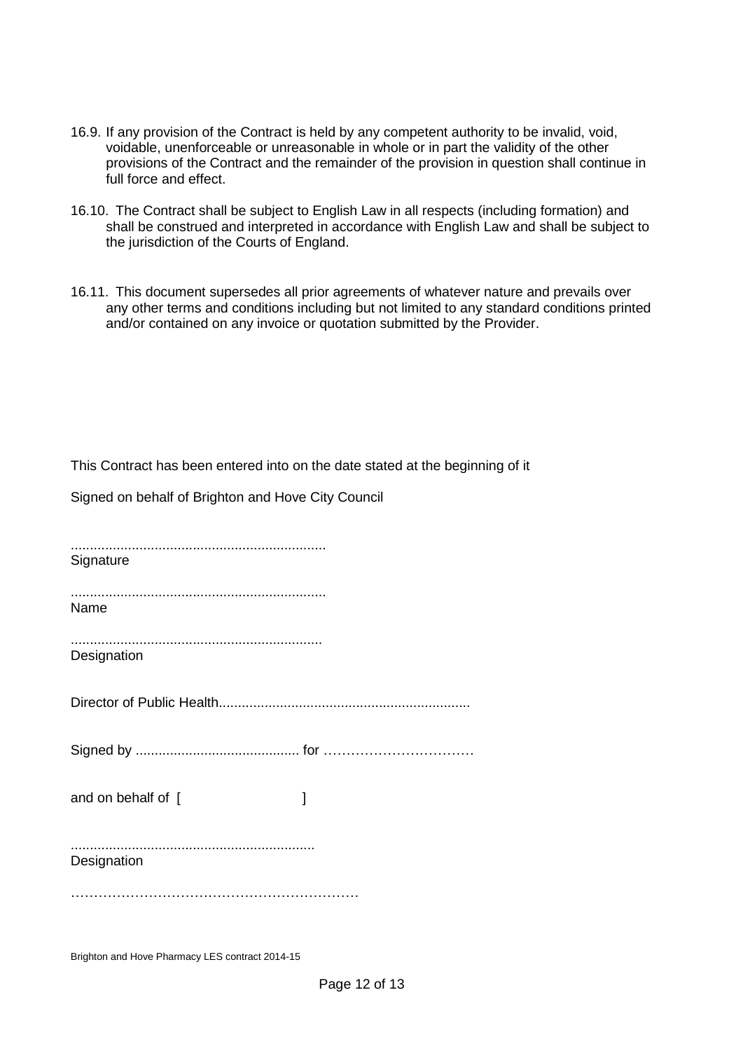16.9. If any provision of the Contract is held by any competent authority to be invalid, void, voidable, unenforceable or unreasonable in whole or in part the validity of the other provisions of the Contract and the remainder of the provision in question shall continue in full force and effect.

16.10. The Contract shall be subject to English Law in all respects (including formation) and shall be construed and interpreted in accordance with English Law and shall be subject to the jurisdiction of the Courts of England.

16.11. This document supersedes all prior agreements of whatever nature and prevails over any other terms and conditions including but not limited to any standard conditions printed and/or contained on any invoice or quotation submitted by the Provider.

This Contract has been entered into on the date stated at the beginning of it

Signed on behalf of Brighton and Hove City Council

..................................................................
Signature

..................................................................
Name

.................................................................
Designation

Director of Public Health..................................................................

Signed by ........................................... for ……………………………

and on behalf of [ ]

................................................................
Designation

………………………………………………………

Brighton and Hove Pharmacy LES contract 2014-15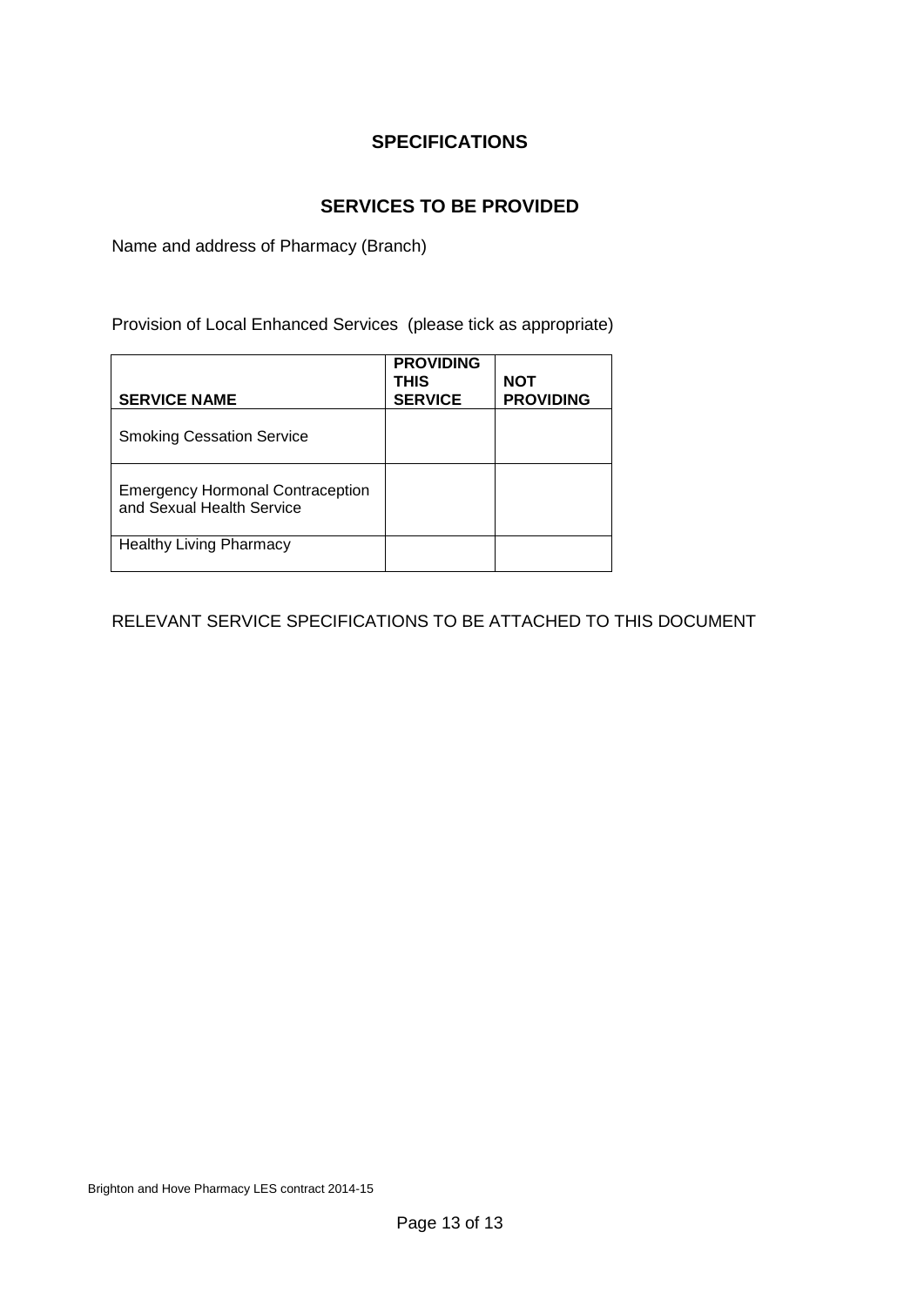## SPECIFICATIONS

## SERVICES TO BE PROVIDED

Name and address of Pharmacy (Branch)

Provision of Local Enhanced Services (please tick as appropriate)

| SERVICE NAME | PROVIDING THIS SERVICE | NOT PROVIDING |
|---|---|---|
| Smoking Cessation Service | | |
| Emergency Hormonal Contraception and Sexual Health Service | | |
| Healthy Living Pharmacy | | |

RELEVANT SERVICE SPECIFICATIONS TO BE ATTACHED TO THIS DOCUMENT